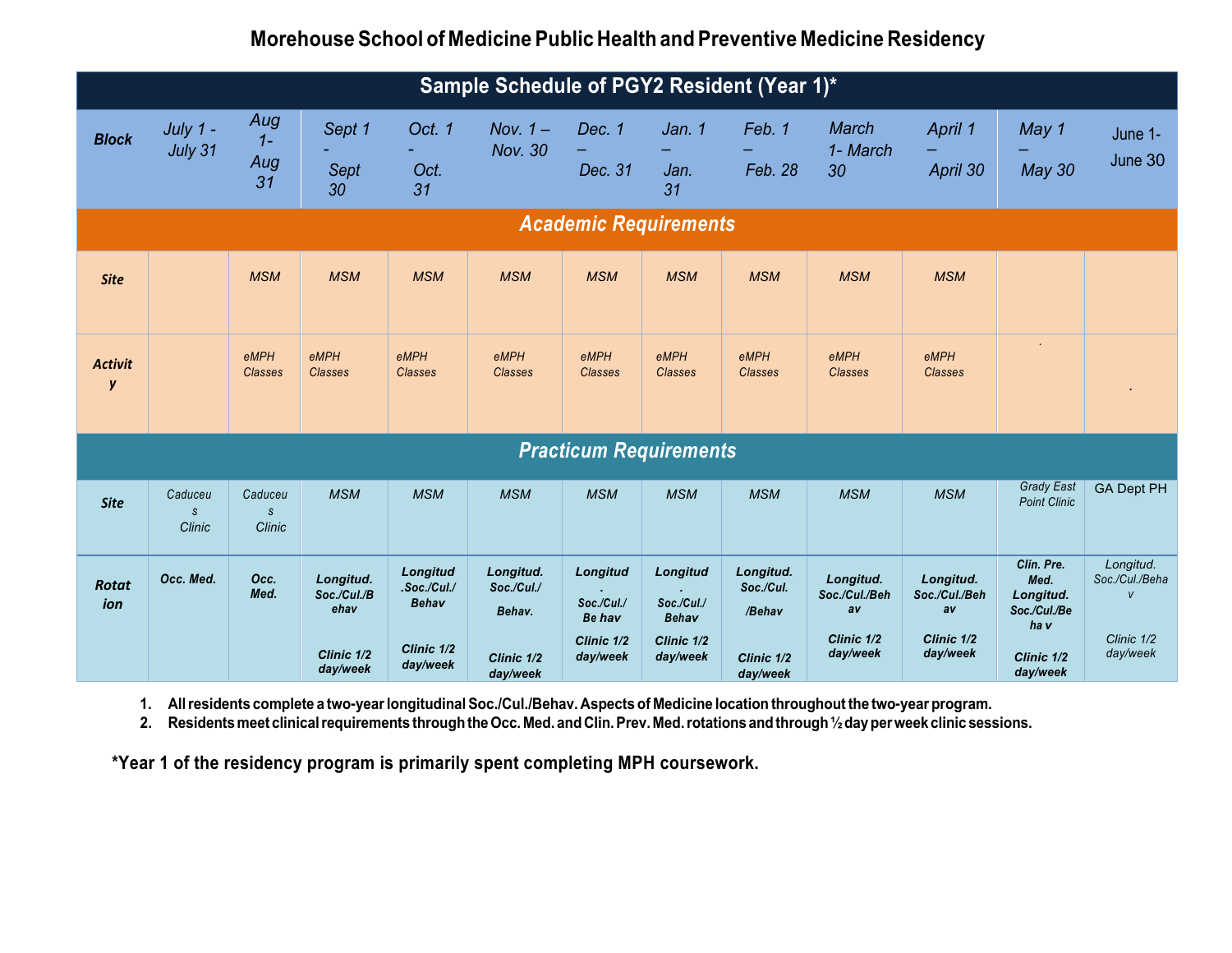# Morehouse School of Medicine Public Health and Preventive Medicine Residency

| Sample Schedule of PGY2 Resident (Year 1)* | | | | | | | | | | | | |
|---|---|---|---|---|---|---|---|---|---|---|---|---|
| **Block** | July 1 - July 31 | Aug 1- Aug 31 | Sept 1 - Sept 30 | Oct. 1 - Oct. 31 | Nov. 1 – Nov. 30 | Dec. 1 – Dec. 31 | Jan. 1 – Jan. 31 | Feb. 1 – Feb. 28 | March 1- March 30 | April 1 – April 30 | May 1 – May 30 | June 1- June 30 |
| ***Academic Requirements*** | | | | | | | | | | | | |
| **Site** | | MSM | MSM | MSM | MSM | MSM | MSM | MSM | MSM | MSM | | |
| **Activity** | | eMPH Classes | eMPH Classes | eMPH Classes | eMPH Classes | eMPH Classes | eMPH Classes | eMPH Classes | eMPH Classes | eMPH Classes | . | . |
| ***Practicum Requirements*** | | | | | | | | | | | | |
| **Site** | Caduceus Clinic | Caduceus Clinic | MSM | MSM | MSM | MSM | MSM | MSM | MSM | MSM | Grady East Point Clinic | GA Dept PH |
| **Rotation** | **Occ. Med.** | **Occ. Med.** | **Longitud. Soc./Cul./Behav Clinic 1/2 day/week** | **Longitud. Soc./Cul./ Behav Clinic 1/2 day/week** | **Longitud. Soc./Cul./ Behav. Clinic 1/2 day/week** | **Longitud. Soc./Cul./ Be hav Clinic 1/2 day/week** | **Longitud. Soc./Cul./ Behav Clinic 1/2 day/week** | **Longitud. Soc./Cul. /Behav Clinic 1/2 day/week** | **Longitud. Soc./Cul./Behav Clinic 1/2 day/week** | **Longitud. Soc./Cul./Behav Clinic 1/2 day/week** | **Clin. Pre. Med. Longitud. Soc./Cul./Beha v Clinic 1/2 day/week** | Longitud. Soc./Cul./Beha v Clinic 1/2 day/week |

1. **All residents complete a two-year longitudinal Soc./Cul./Behav. Aspects of Medicine location throughout the two-year program.**
2. **Residents meet clinical requirements through the Occ. Med. and Clin. Prev. Med. rotations and through ½ day per week clinic sessions.**

**\*Year 1 of the residency program is primarily spent completing MPH coursework.**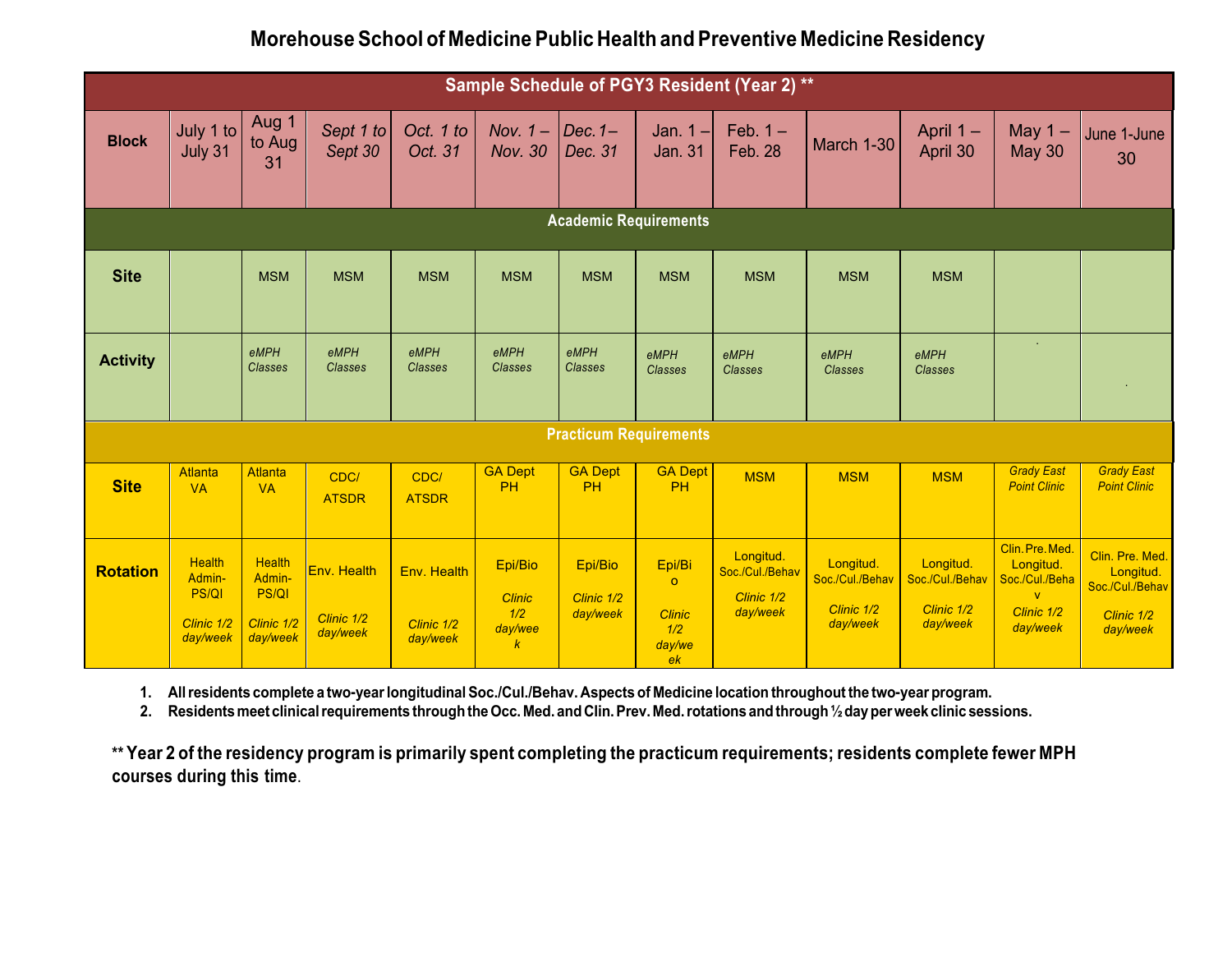# Morehouse School of Medicine Public Health and Preventive Medicine Residency

| Sample Schedule of PGY3 Resident (Year 2) ** | | | | | | | | | | | | |
|---|---|---|---|---|---|---|---|---|---|---|---|---|
| **Block** | July 1 to July 31 | Aug 1 to Aug 31 | *Sept 1 to Sept 30* | *Oct. 1 to Oct. 31* | *Nov. 1 – Nov. 30* | *Dec.1– Dec. 31* | Jan. 1 – Jan. 31 | Feb. 1 – Feb. 28 | March 1-30 | April 1 – April 30 | May 1 – May 30 | June 1-June 30 |
| **Academic Requirements** | | | | | | | | | | | | |
| **Site** | | MSM | MSM | MSM | MSM | MSM | MSM | MSM | MSM | MSM | | |
| **Activity** | | *eMPH Classes* | *eMPH Classes* | *eMPH Classes* | *eMPH Classes* | *eMPH Classes* | *eMPH Classes* | *eMPH Classes* | *eMPH Classes* | *eMPH Classes* | . | . |
| **Practicum Requirements** | | | | | | | | | | | | |
| **Site** | Atlanta VA | Atlanta VA | CDC/ ATSDR | CDC/ ATSDR | GA Dept PH | GA Dept PH | GA Dept PH | MSM | MSM | MSM | *Grady East Point Clinic* | *Grady East Point Clinic* |
| **Rotation** | Health Admin-PS/QI *Clinic 1/2 day/week* | Health Admin-PS/QI *Clinic 1/2 day/week* | Env. Health *Clinic 1/2 day/week* | Env. Health *Clinic 1/2 day/week* | Epi/Bio *Clinic 1/2 day/week* | Epi/Bio *Clinic 1/2 day/week* | Epi/Bio *Clinic 1/2 day/week* | Longitud. Soc./Cul./Behav *Clinic 1/2 day/week* | Longitud. Soc./Cul./Behav *Clinic 1/2 day/week* | Longitud. Soc./Cul./Behav *Clinic 1/2 day/week* | Clin.Pre.Med. Longitud. Soc./Cul./Behav *Clinic 1/2 day/week* | Clin. Pre. Med. Longitud. Soc./Cul./Behav *Clinic 1/2 day/week* |

1. **All residents complete a two-year longitudinal Soc./Cul./Behav. Aspects of Medicine location throughout the two-year program.**
2. **Residents meet clinical requirements through the Occ. Med. and Clin. Prev. Med. rotations and through ½ day per week clinic sessions.**

**** Year 2 of the residency program is primarily spent completing the practicum requirements; residents complete fewer MPH courses during this time**.